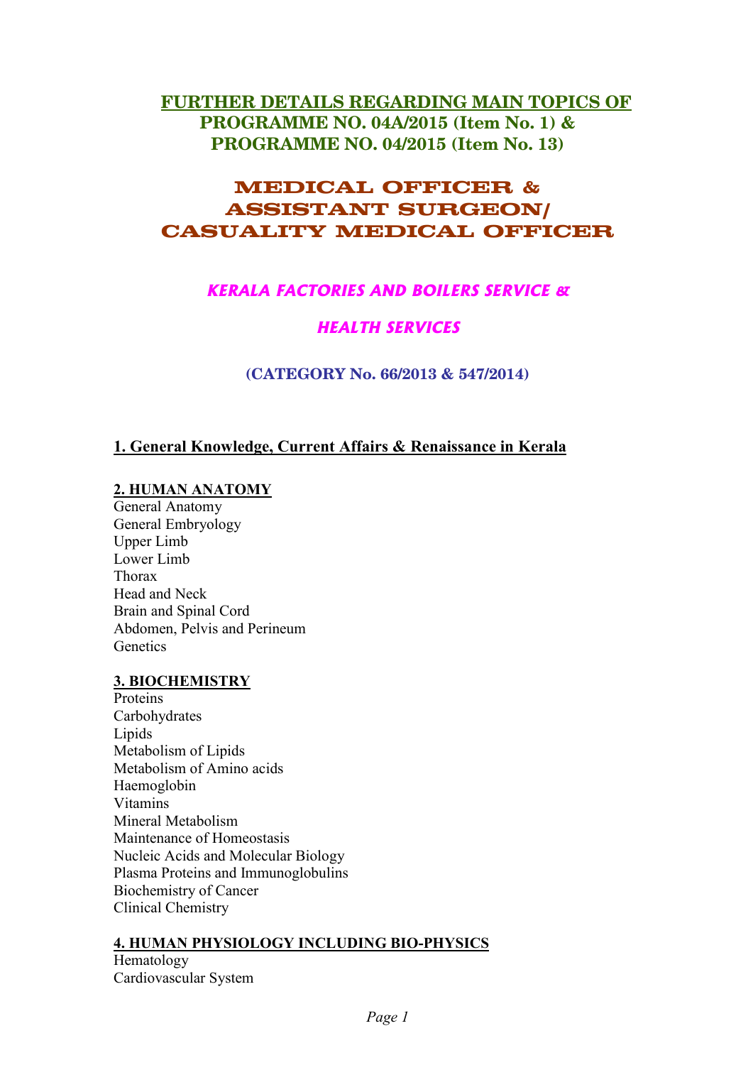# FURTHER DETAILS REGARDING MAIN TOPICS OF PROGRAMME NO. 04A/2015 (Item No. 1) & PROGRAMME NO. 04/2015 (Item No. 13)

# MEDICAL OFFICER & ASSISTANT SURGEON/ CASUALITY MEDICAL OFFICER

## *KERALA FACTORIES AND BOILERS SERVICE & HEALTH SERVICES*

### (CATEGORY No. 66/2013 & 547/2014)

**1. General Knowledge, Current Affairs & Renaissance in Kerala**

**2. HUMAN ANATOMY**

General Anatomy
General Embryology
Upper Limb
Lower Limb
Thorax
Head and Neck
Brain and Spinal Cord
Abdomen, Pelvis and Perineum
Genetics

**3. BIOCHEMISTRY**

Proteins
Carbohydrates
Lipids
Metabolism of Lipids
Metabolism of Amino acids
Haemoglobin
Vitamins
Mineral Metabolism
Maintenance of Homeostasis
Nucleic Acids and Molecular Biology
Plasma Proteins and Immunoglobulins
Biochemistry of Cancer
Clinical Chemistry

**4. HUMAN PHYSIOLOGY INCLUDING BIO-PHYSICS**

Hematology
Cardiovascular System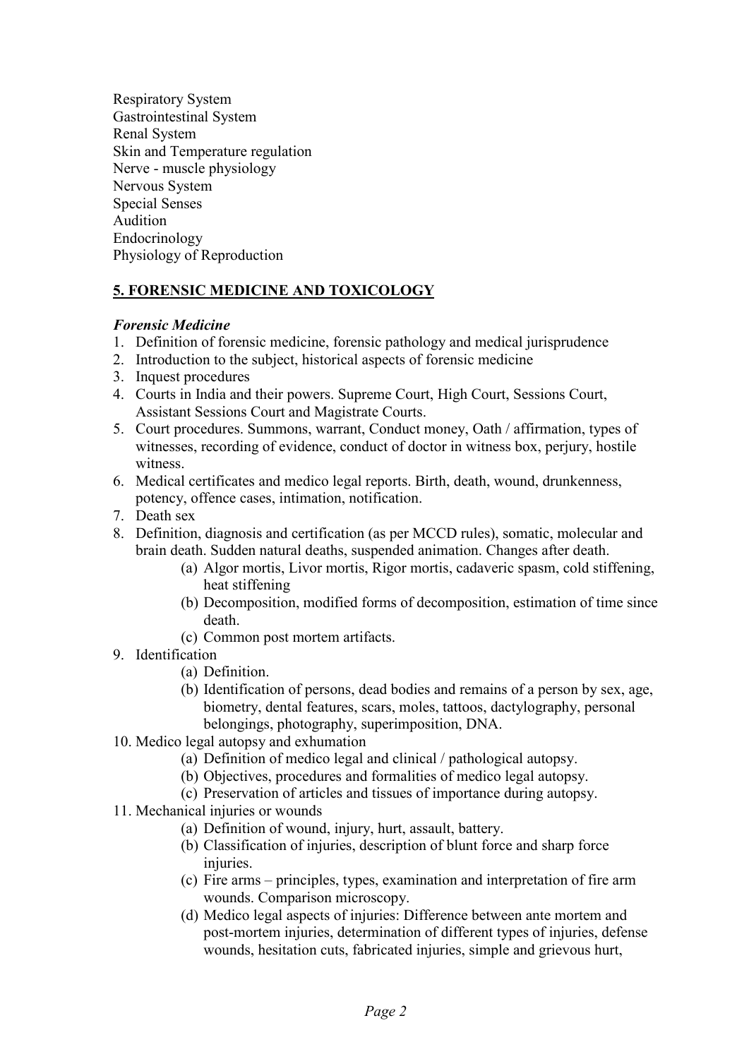Respiratory System
Gastrointestinal System
Renal System
Skin and Temperature regulation
Nerve - muscle physiology
Nervous System
Special Senses
Audition
Endocrinology
Physiology of Reproduction

## 5. FORENSIC MEDICINE AND TOXICOLOGY

### *Forensic Medicine*

1. Definition of forensic medicine, forensic pathology and medical jurisprudence
2. Introduction to the subject, historical aspects of forensic medicine
3. Inquest procedures
4. Courts in India and their powers. Supreme Court, High Court, Sessions Court, Assistant Sessions Court and Magistrate Courts.
5. Court procedures. Summons, warrant, Conduct money, Oath / affirmation, types of witnesses, recording of evidence, conduct of doctor in witness box, perjury, hostile witness.
6. Medical certificates and medico legal reports. Birth, death, wound, drunkenness, potency, offence cases, intimation, notification.
7. Death sex
8. Definition, diagnosis and certification (as per MCCD rules), somatic, molecular and brain death. Sudden natural deaths, suspended animation. Changes after death.
   (a) Algor mortis, Livor mortis, Rigor mortis, cadaveric spasm, cold stiffening, heat stiffening
   (b) Decomposition, modified forms of decomposition, estimation of time since death.
   (c) Common post mortem artifacts.
9. Identification
   (a) Definition.
   (b) Identification of persons, dead bodies and remains of a person by sex, age, biometry, dental features, scars, moles, tattoos, dactylography, personal belongings, photography, superimposition, DNA.
10. Medico legal autopsy and exhumation
    (a) Definition of medico legal and clinical / pathological autopsy.
    (b) Objectives, procedures and formalities of medico legal autopsy.
    (c) Preservation of articles and tissues of importance during autopsy.
11. Mechanical injuries or wounds
    (a) Definition of wound, injury, hurt, assault, battery.
    (b) Classification of injuries, description of blunt force and sharp force injuries.
    (c) Fire arms – principles, types, examination and interpretation of fire arm wounds. Comparison microscopy.
    (d) Medico legal aspects of injuries: Difference between ante mortem and post-mortem injuries, determination of different types of injuries, defense wounds, hesitation cuts, fabricated injuries, simple and grievous hurt,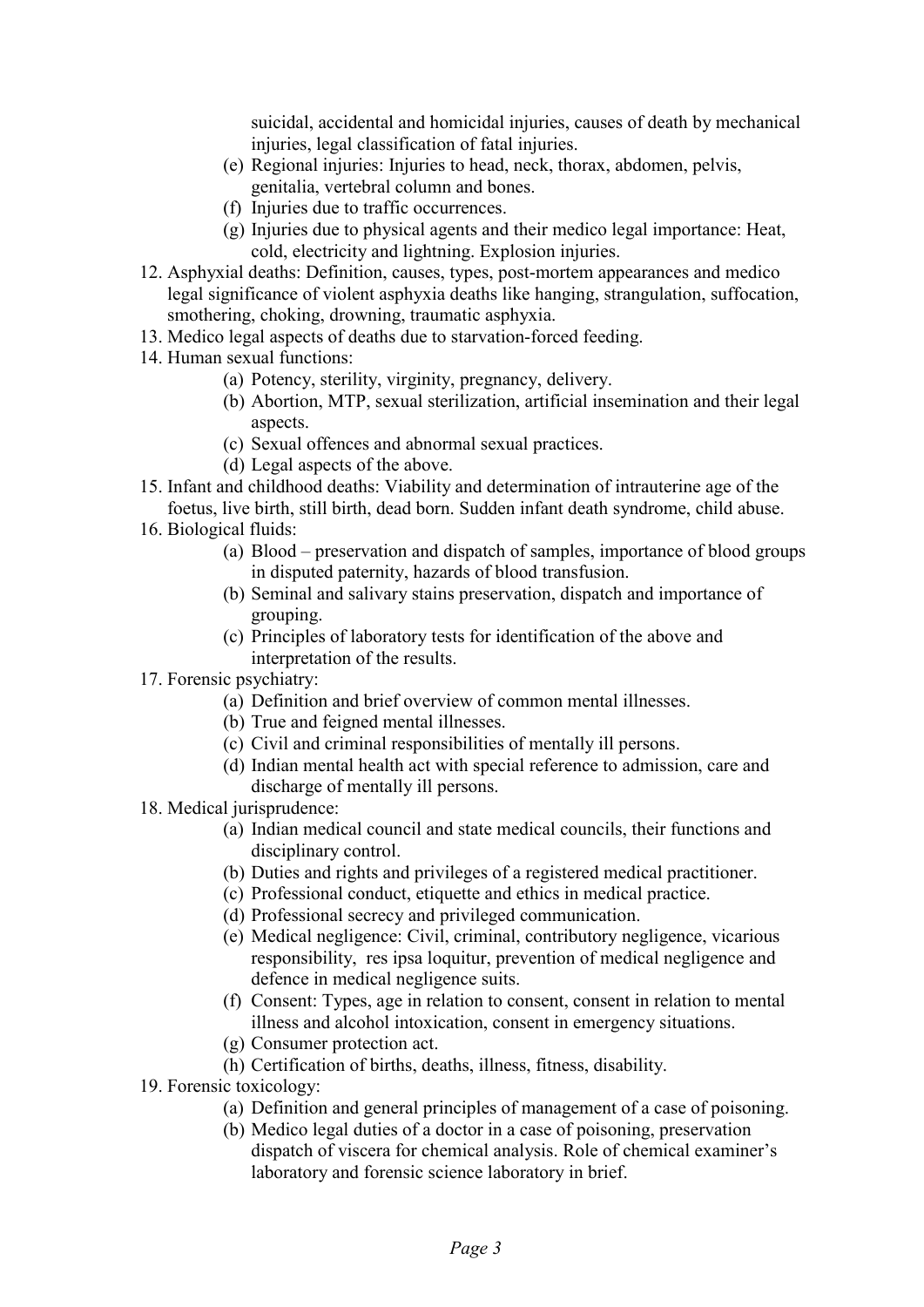suicidal, accidental and homicidal injuries, causes of death by mechanical injuries, legal classification of fatal injuries.

   (e) Regional injuries: Injuries to head, neck, thorax, abdomen, pelvis, genitalia, vertebral column and bones.
   (f) Injuries due to traffic occurrences.
   (g) Injuries due to physical agents and their medico legal importance: Heat, cold, electricity and lightning. Explosion injuries.

12. Asphyxial deaths: Definition, causes, types, post-mortem appearances and medico legal significance of violent asphyxia deaths like hanging, strangulation, suffocation, smothering, choking, drowning, traumatic asphyxia.
13. Medico legal aspects of deaths due to starvation-forced feeding.
14. Human sexual functions:
    (a) Potency, sterility, virginity, pregnancy, delivery.
    (b) Abortion, MTP, sexual sterilization, artificial insemination and their legal aspects.
    (c) Sexual offences and abnormal sexual practices.
    (d) Legal aspects of the above.
15. Infant and childhood deaths: Viability and determination of intrauterine age of the foetus, live birth, still birth, dead born. Sudden infant death syndrome, child abuse.
16. Biological fluids:
    (a) Blood – preservation and dispatch of samples, importance of blood groups in disputed paternity, hazards of blood transfusion.
    (b) Seminal and salivary stains preservation, dispatch and importance of grouping.
    (c) Principles of laboratory tests for identification of the above and interpretation of the results.
17. Forensic psychiatry:
    (a) Definition and brief overview of common mental illnesses.
    (b) True and feigned mental illnesses.
    (c) Civil and criminal responsibilities of mentally ill persons.
    (d) Indian mental health act with special reference to admission, care and discharge of mentally ill persons.
18. Medical jurisprudence:
    (a) Indian medical council and state medical councils, their functions and disciplinary control.
    (b) Duties and rights and privileges of a registered medical practitioner.
    (c) Professional conduct, etiquette and ethics in medical practice.
    (d) Professional secrecy and privileged communication.
    (e) Medical negligence: Civil, criminal, contributory negligence, vicarious responsibility, res ipsa loquitur, prevention of medical negligence and defence in medical negligence suits.
    (f) Consent: Types, age in relation to consent, consent in relation to mental illness and alcohol intoxication, consent in emergency situations.
    (g) Consumer protection act.
    (h) Certification of births, deaths, illness, fitness, disability.
19. Forensic toxicology:
    (a) Definition and general principles of management of a case of poisoning.
    (b) Medico legal duties of a doctor in a case of poisoning, preservation dispatch of viscera for chemical analysis. Role of chemical examiner's laboratory and forensic science laboratory in brief.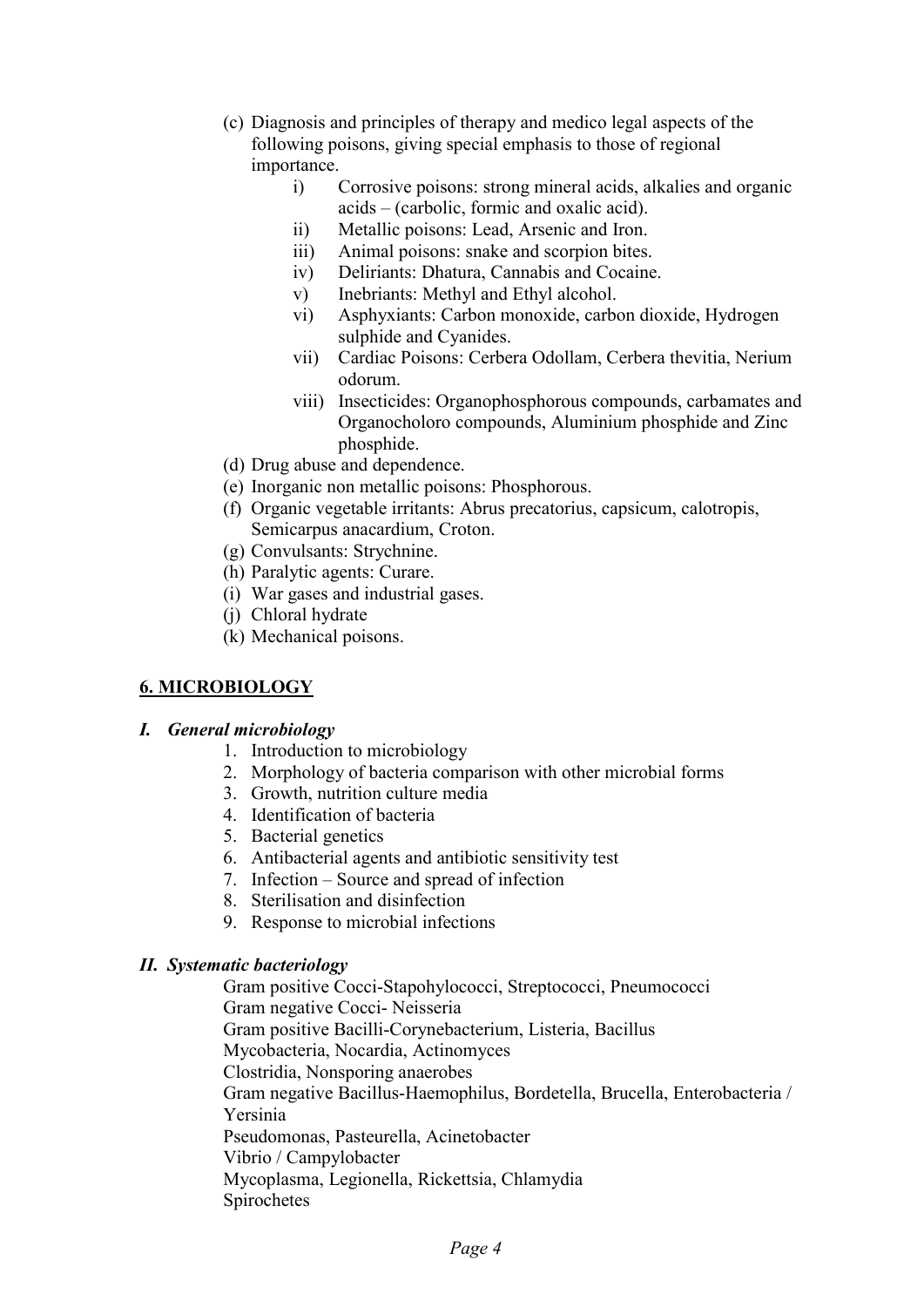(c) Diagnosis and principles of therapy and medico legal aspects of the following poisons, giving special emphasis to those of regional importance.

  i) Corrosive poisons: strong mineral acids, alkalies and organic acids – (carbolic, formic and oxalic acid).
  ii) Metallic poisons: Lead, Arsenic and Iron.
  iii) Animal poisons: snake and scorpion bites.
  iv) Deliriants: Dhatura, Cannabis and Cocaine.
  v) Inebriants: Methyl and Ethyl alcohol.
  vi) Asphyxiants: Carbon monoxide, carbon dioxide, Hydrogen sulphide and Cyanides.
  vii) Cardiac Poisons: Cerbera Odollam, Cerbera thevitia, Nerium odorum.
  viii) Insecticides: Organophosphorous compounds, carbamates and Organocholoro compounds, Aluminium phosphide and Zinc phosphide.

(d) Drug abuse and dependence.
(e) Inorganic non metallic poisons: Phosphorous.
(f) Organic vegetable irritants: Abrus precatorius, capsicum, calotropis, Semicarpus anacardium, Croton.
(g) Convulsants: Strychnine.
(h) Paralytic agents: Curare.
(i) War gases and industrial gases.
(j) Chloral hydrate
(k) Mechanical poisons.

## 6. MICROBIOLOGY

### *I. General microbiology*

1. Introduction to microbiology
2. Morphology of bacteria comparison with other microbial forms
3. Growth, nutrition culture media
4. Identification of bacteria
5. Bacterial genetics
6. Antibacterial agents and antibiotic sensitivity test
7. Infection – Source and spread of infection
8. Sterilisation and disinfection
9. Response to microbial infections

### *II. Systematic bacteriology*

Gram positive Cocci-Stapohylococci, Streptococci, Pneumococci
Gram negative Cocci- Neisseria
Gram positive Bacilli-Corynebacterium, Listeria, Bacillus
Mycobacteria, Nocardia, Actinomyces
Clostridia, Nonsporing anaerobes
Gram negative Bacillus-Haemophilus, Bordetella, Brucella, Enterobacteria / Yersinia
Pseudomonas, Pasteurella, Acinetobacter
Vibrio / Campylobacter
Mycoplasma, Legionella, Rickettsia, Chlamydia
Spirochetes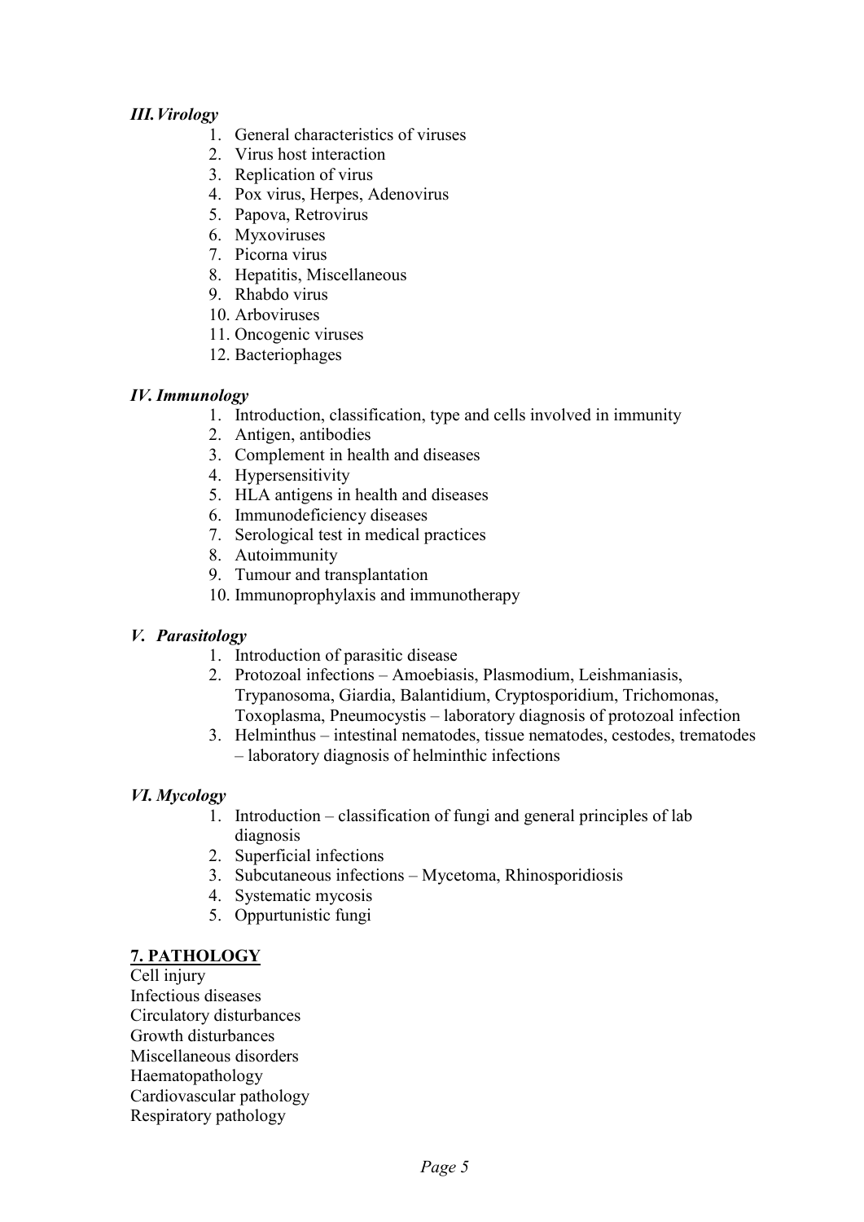### *III. Virology*

1. General characteristics of viruses
2. Virus host interaction
3. Replication of virus
4. Pox virus, Herpes, Adenovirus
5. Papova, Retrovirus
6. Myxoviruses
7. Picorna virus
8. Hepatitis, Miscellaneous
9. Rhabdo virus
10. Arboviruses
11. Oncogenic viruses
12. Bacteriophages

### *IV. Immunology*

1. Introduction, classification, type and cells involved in immunity
2. Antigen, antibodies
3. Complement in health and diseases
4. Hypersensitivity
5. HLA antigens in health and diseases
6. Immunodeficiency diseases
7. Serological test in medical practices
8. Autoimmunity
9. Tumour and transplantation
10. Immunoprophylaxis and immunotherapy

### *V. Parasitology*

1. Introduction of parasitic disease
2. Protozoal infections – Amoebiasis, Plasmodium, Leishmaniasis, Trypanosoma, Giardia, Balantidium, Cryptosporidium, Trichomonas, Toxoplasma, Pneumocystis – laboratory diagnosis of protozoal infection
3. Helminthus – intestinal nematodes, tissue nematodes, cestodes, trematodes – laboratory diagnosis of helminthic infections

### *VI. Mycology*

1. Introduction – classification of fungi and general principles of lab diagnosis
2. Superficial infections
3. Subcutaneous infections – Mycetoma, Rhinosporidiosis
4. Systematic mycosis
5. Oppurtunistic fungi

## **7. PATHOLOGY**

Cell injury
Infectious diseases
Circulatory disturbances
Growth disturbances
Miscellaneous disorders
Haematopathology
Cardiovascular pathology
Respiratory pathology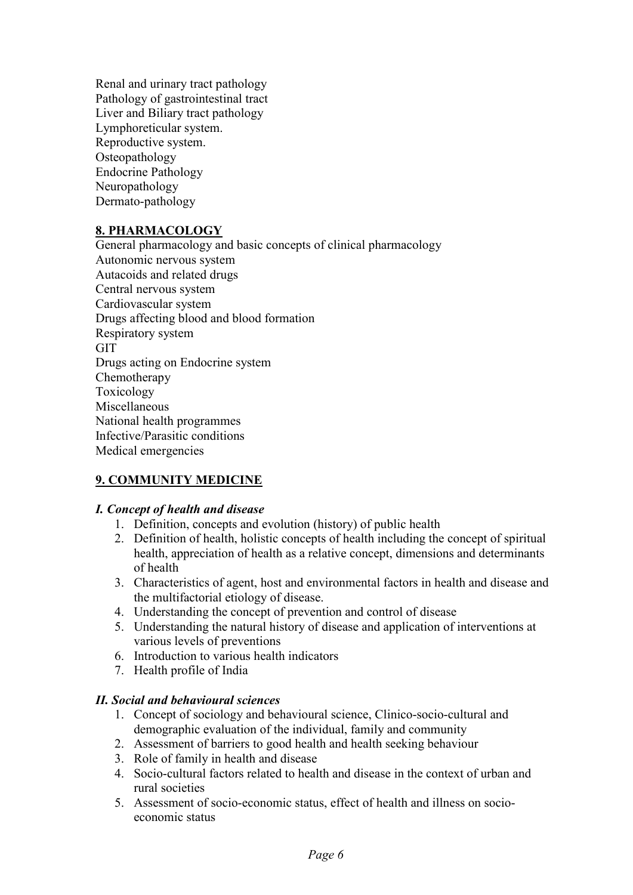Renal and urinary tract pathology
Pathology of gastrointestinal tract
Liver and Biliary tract pathology
Lymphoreticular system.
Reproductive system.
Osteopathology
Endocrine Pathology
Neuropathology
Dermato-pathology

## 8. PHARMACOLOGY

General pharmacology and basic concepts of clinical pharmacology
Autonomic nervous system
Autacoids and related drugs
Central nervous system
Cardiovascular system
Drugs affecting blood and blood formation
Respiratory system
GIT
Drugs acting on Endocrine system
Chemotherapy
Toxicology
Miscellaneous
National health programmes
Infective/Parasitic conditions
Medical emergencies

## 9. COMMUNITY MEDICINE

### *I. Concept of health and disease*

1. Definition, concepts and evolution (history) of public health
2. Definition of health, holistic concepts of health including the concept of spiritual health, appreciation of health as a relative concept, dimensions and determinants of health
3. Characteristics of agent, host and environmental factors in health and disease and the multifactorial etiology of disease.
4. Understanding the concept of prevention and control of disease
5. Understanding the natural history of disease and application of interventions at various levels of preventions
6. Introduction to various health indicators
7. Health profile of India

### *II. Social and behavioural sciences*

1. Concept of sociology and behavioural science, Clinico-socio-cultural and demographic evaluation of the individual, family and community
2. Assessment of barriers to good health and health seeking behaviour
3. Role of family in health and disease
4. Socio-cultural factors related to health and disease in the context of urban and rural societies
5. Assessment of socio-economic status, effect of health and illness on socio-economic status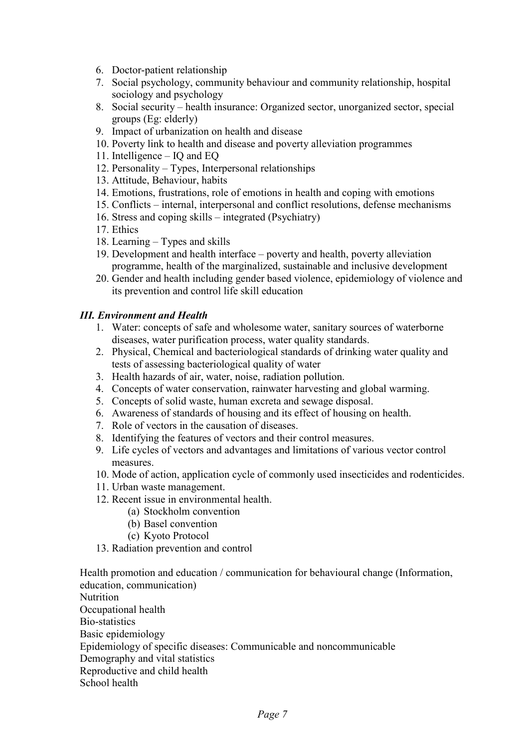6. Doctor-patient relationship
7. Social psychology, community behaviour and community relationship, hospital sociology and psychology
8. Social security – health insurance: Organized sector, unorganized sector, special groups (Eg: elderly)
9. Impact of urbanization on health and disease
10. Poverty link to health and disease and poverty alleviation programmes
11. Intelligence – IQ and EQ
12. Personality – Types, Interpersonal relationships
13. Attitude, Behaviour, habits
14. Emotions, frustrations, role of emotions in health and coping with emotions
15. Conflicts – internal, interpersonal and conflict resolutions, defense mechanisms
16. Stress and coping skills – integrated (Psychiatry)
17. Ethics
18. Learning – Types and skills
19. Development and health interface – poverty and health, poverty alleviation programme, health of the marginalized, sustainable and inclusive development
20. Gender and health including gender based violence, epidemiology of violence and its prevention and control life skill education

### *III. Environment and Health*

1. Water: concepts of safe and wholesome water, sanitary sources of waterborne diseases, water purification process, water quality standards.
2. Physical, Chemical and bacteriological standards of drinking water quality and tests of assessing bacteriological quality of water
3. Health hazards of air, water, noise, radiation pollution.
4. Concepts of water conservation, rainwater harvesting and global warming.
5. Concepts of solid waste, human excreta and sewage disposal.
6. Awareness of standards of housing and its effect of housing on health.
7. Role of vectors in the causation of diseases.
8. Identifying the features of vectors and their control measures.
9. Life cycles of vectors and advantages and limitations of various vector control measures.
10. Mode of action, application cycle of commonly used insecticides and rodenticides.
11. Urban waste management.
12. Recent issue in environmental health.
    (a) Stockholm convention
    (b) Basel convention
    (c) Kyoto Protocol
13. Radiation prevention and control

Health promotion and education / communication for behavioural change (Information, education, communication)
Nutrition
Occupational health
Bio-statistics
Basic epidemiology
Epidemiology of specific diseases: Communicable and noncommunicable
Demography and vital statistics
Reproductive and child health
School health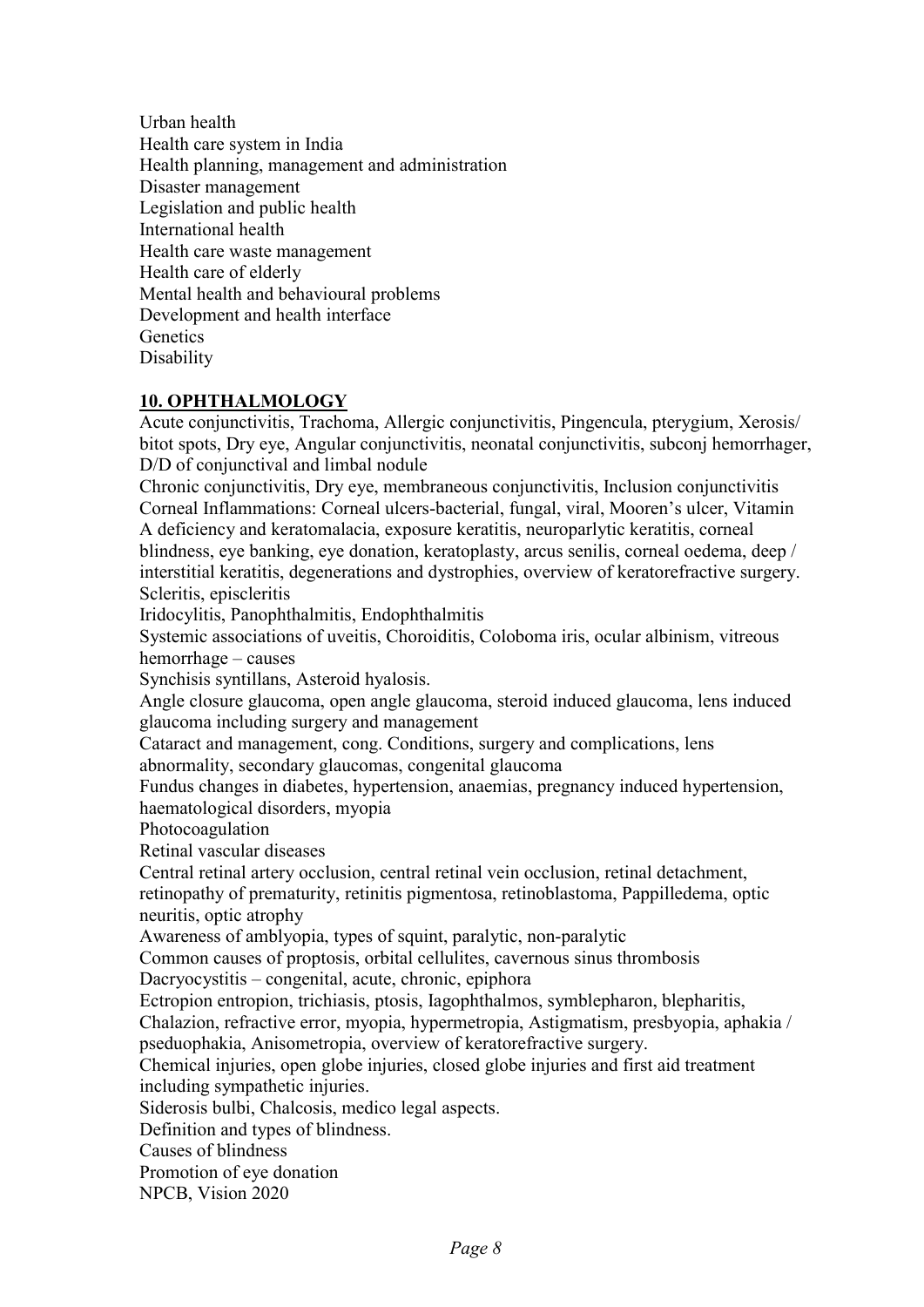Urban health
Health care system in India
Health planning, management and administration
Disaster management
Legislation and public health
International health
Health care waste management
Health care of elderly
Mental health and behavioural problems
Development and health interface
Genetics
Disability

## 10. OPHTHALMOLOGY

Acute conjunctivitis, Trachoma, Allergic conjunctivitis, Pingencula, pterygium, Xerosis/ bitot spots, Dry eye, Angular conjunctivitis, neonatal conjunctivitis, subconj hemorrhager, D/D of conjunctival and limbal nodule

Chronic conjunctivitis, Dry eye, membraneous conjunctivitis, Inclusion conjunctivitis

Corneal Inflammations: Corneal ulcers-bacterial, fungal, viral, Mooren's ulcer, Vitamin A deficiency and keratomalacia, exposure keratitis, neuroparlytic keratitis, corneal blindness, eye banking, eye donation, keratoplasty, arcus senilis, corneal oedema, deep / interstitial keratitis, degenerations and dystrophies, overview of keratorefractive surgery.

Scleritis, episcleritis

Iridocylitis, Panophthalmitis, Endophthalmitis

Systemic associations of uveitis, Choroiditis, Coloboma iris, ocular albinism, vitreous hemorrhage – causes

Synchisis syntillans, Asteroid hyalosis.

Angle closure glaucoma, open angle glaucoma, steroid induced glaucoma, lens induced glaucoma including surgery and management

Cataract and management, cong. Conditions, surgery and complications, lens abnormality, secondary glaucomas, congenital glaucoma

Fundus changes in diabetes, hypertension, anaemias, pregnancy induced hypertension, haematological disorders, myopia

Photocoagulation

Retinal vascular diseases

Central retinal artery occlusion, central retinal vein occlusion, retinal detachment, retinopathy of prematurity, retinitis pigmentosa, retinoblastoma, Pappilledema, optic neuritis, optic atrophy

Awareness of amblyopia, types of squint, paralytic, non-paralytic

Common causes of proptosis, orbital cellulites, cavernous sinus thrombosis

Dacryocystitis – congenital, acute, chronic, epiphora

Ectropion entropion, trichiasis, ptosis, Iagophthalmos, symblepharon, blepharitis, Chalazion, refractive error, myopia, hypermetropia, Astigmatism, presbyopia, aphakia / pseduophakia, Anisometropia, overview of keratorefractive surgery.

Chemical injuries, open globe injuries, closed globe injuries and first aid treatment including sympathetic injuries.

Siderosis bulbi, Chalcosis, medico legal aspects.

Definition and types of blindness.

Causes of blindness

Promotion of eye donation

NPCB, Vision 2020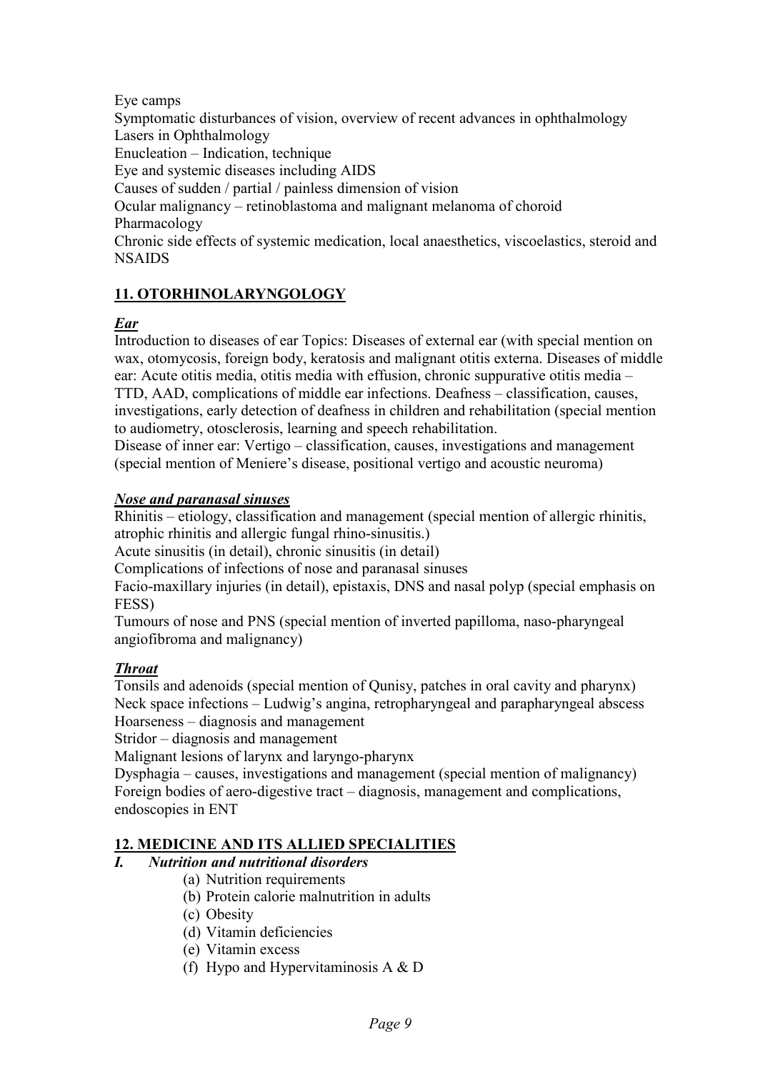Eye camps
Symptomatic disturbances of vision, overview of recent advances in ophthalmology
Lasers in Ophthalmology
Enucleation – Indication, technique
Eye and systemic diseases including AIDS
Causes of sudden / partial / painless dimension of vision
Ocular malignancy – retinoblastoma and malignant melanoma of choroid
Pharmacology
Chronic side effects of systemic medication, local anaesthetics, viscoelastics, steroid and NSAIDS

## 11. OTORHINOLARYNGOLOGY

### *Ear*

Introduction to diseases of ear Topics: Diseases of external ear (with special mention on wax, otomycosis, foreign body, keratosis and malignant otitis externa. Diseases of middle ear: Acute otitis media, otitis media with effusion, chronic suppurative otitis media – TTD, AAD, complications of middle ear infections. Deafness – classification, causes, investigations, early detection of deafness in children and rehabilitation (special mention to audiometry, otosclerosis, learning and speech rehabilitation.
Disease of inner ear: Vertigo – classification, causes, investigations and management (special mention of Meniere's disease, positional vertigo and acoustic neuroma)

### *Nose and paranasal sinuses*

Rhinitis – etiology, classification and management (special mention of allergic rhinitis, atrophic rhinitis and allergic fungal rhino-sinusitis.)
Acute sinusitis (in detail), chronic sinusitis (in detail)
Complications of infections of nose and paranasal sinuses
Facio-maxillary injuries (in detail), epistaxis, DNS and nasal polyp (special emphasis on FESS)
Tumours of nose and PNS (special mention of inverted papilloma, naso-pharyngeal angiofibroma and malignancy)

### *Throat*

Tonsils and adenoids (special mention of Qunisy, patches in oral cavity and pharynx)
Neck space infections – Ludwig's angina, retropharyngeal and parapharyngeal abscess
Hoarseness – diagnosis and management
Stridor – diagnosis and management
Malignant lesions of larynx and laryngo-pharynx
Dysphagia – causes, investigations and management (special mention of malignancy)
Foreign bodies of aero-digestive tract – diagnosis, management and complications, endoscopies in ENT

## 12. MEDICINE AND ITS ALLIED SPECIALITIES

### I. *Nutrition and nutritional disorders*

(a) Nutrition requirements
(b) Protein calorie malnutrition in adults
(c) Obesity
(d) Vitamin deficiencies
(e) Vitamin excess
(f) Hypo and Hypervitaminosis A & D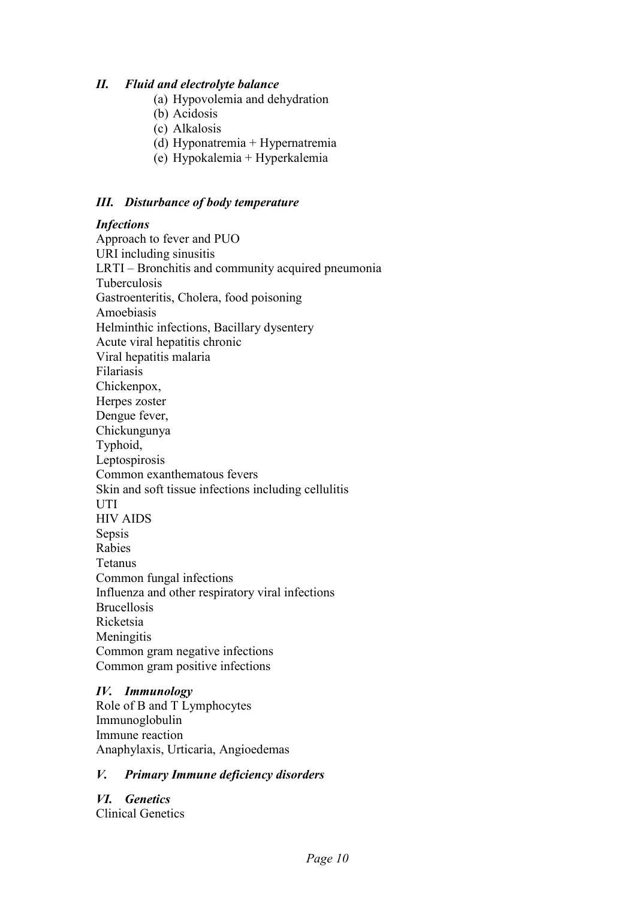### *II. Fluid and electrolyte balance*

(a) Hypovolemia and dehydration
(b) Acidosis
(c) Alkalosis
(d) Hyponatremia + Hypernatremia
(e) Hypokalemia + Hyperkalemia

### *III. Disturbance of body temperature*

***Infections***

Approach to fever and PUO
URI including sinusitis
LRTI – Bronchitis and community acquired pneumonia
Tuberculosis
Gastroenteritis, Cholera, food poisoning
Amoebiasis
Helminthic infections, Bacillary dysentery
Acute viral hepatitis chronic
Viral hepatitis malaria
Filariasis
Chickenpox,
Herpes zoster
Dengue fever,
Chickungunya
Typhoid,
Leptospirosis
Common exanthematous fevers
Skin and soft tissue infections including cellulitis
UTI
HIV AIDS
Sepsis
Rabies
Tetanus
Common fungal infections
Influenza and other respiratory viral infections
Brucellosis
Ricketsia
Meningitis
Common gram negative infections
Common gram positive infections

### *IV. Immunology*

Role of B and T Lymphocytes
Immunoglobulin
Immune reaction
Anaphylaxis, Urticaria, Angioedemas

### *V. Primary Immune deficiency disorders*

### *VI. Genetics*

Clinical Genetics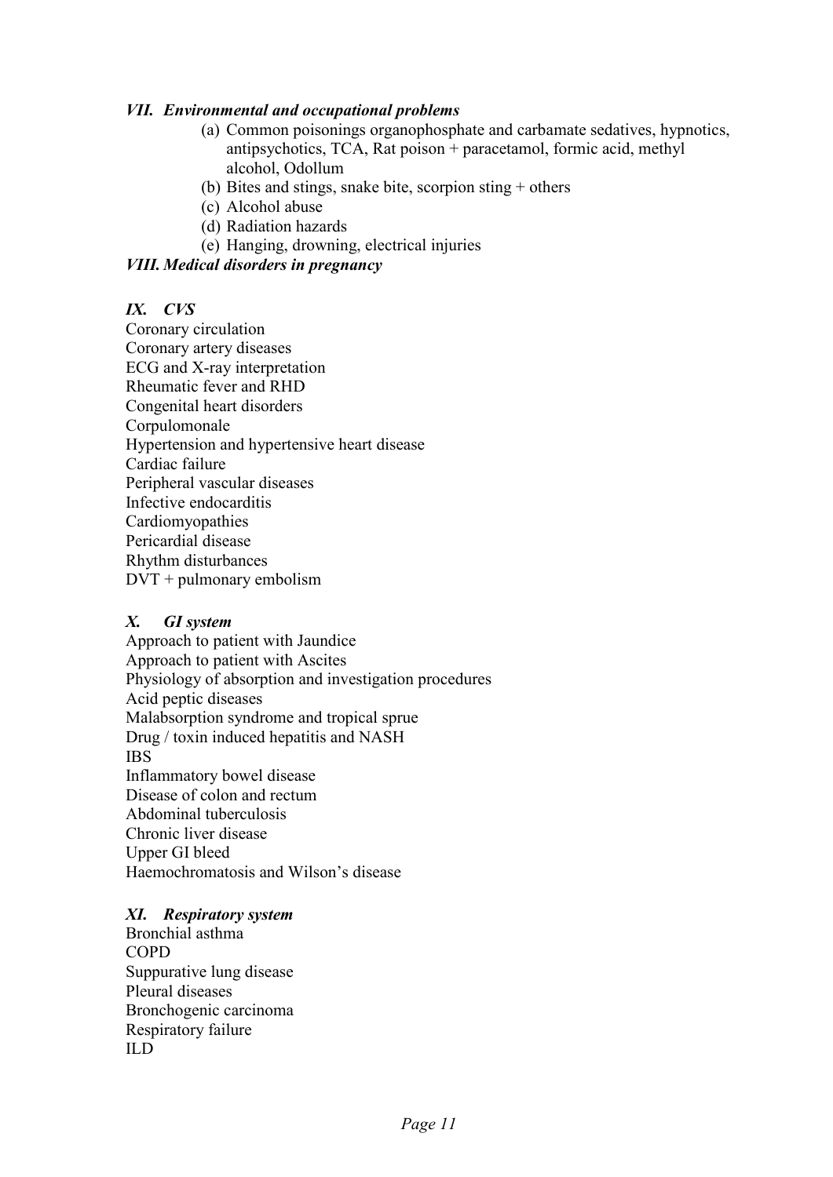### *VII. Environmental and occupational problems*

(a) Common poisonings organophosphate and carbamate sedatives, hypnotics, antipsychotics, TCA, Rat poison + paracetamol, formic acid, methyl alcohol, Odollum
(b) Bites and stings, snake bite, scorpion sting + others
(c) Alcohol abuse
(d) Radiation hazards
(e) Hanging, drowning, electrical injuries

### *VIII. Medical disorders in pregnancy*

### *IX. CVS*

Coronary circulation
Coronary artery diseases
ECG and X-ray interpretation
Rheumatic fever and RHD
Congenital heart disorders
Corpulomonale
Hypertension and hypertensive heart disease
Cardiac failure
Peripheral vascular diseases
Infective endocarditis
Cardiomyopathies
Pericardial disease
Rhythm disturbances
DVT + pulmonary embolism

### *X. GI system*

Approach to patient with Jaundice
Approach to patient with Ascites
Physiology of absorption and investigation procedures
Acid peptic diseases
Malabsorption syndrome and tropical sprue
Drug / toxin induced hepatitis and NASH
IBS
Inflammatory bowel disease
Disease of colon and rectum
Abdominal tuberculosis
Chronic liver disease
Upper GI bleed
Haemochromatosis and Wilson's disease

### *XI. Respiratory system*

Bronchial asthma
COPD
Suppurative lung disease
Pleural diseases
Bronchogenic carcinoma
Respiratory failure
ILD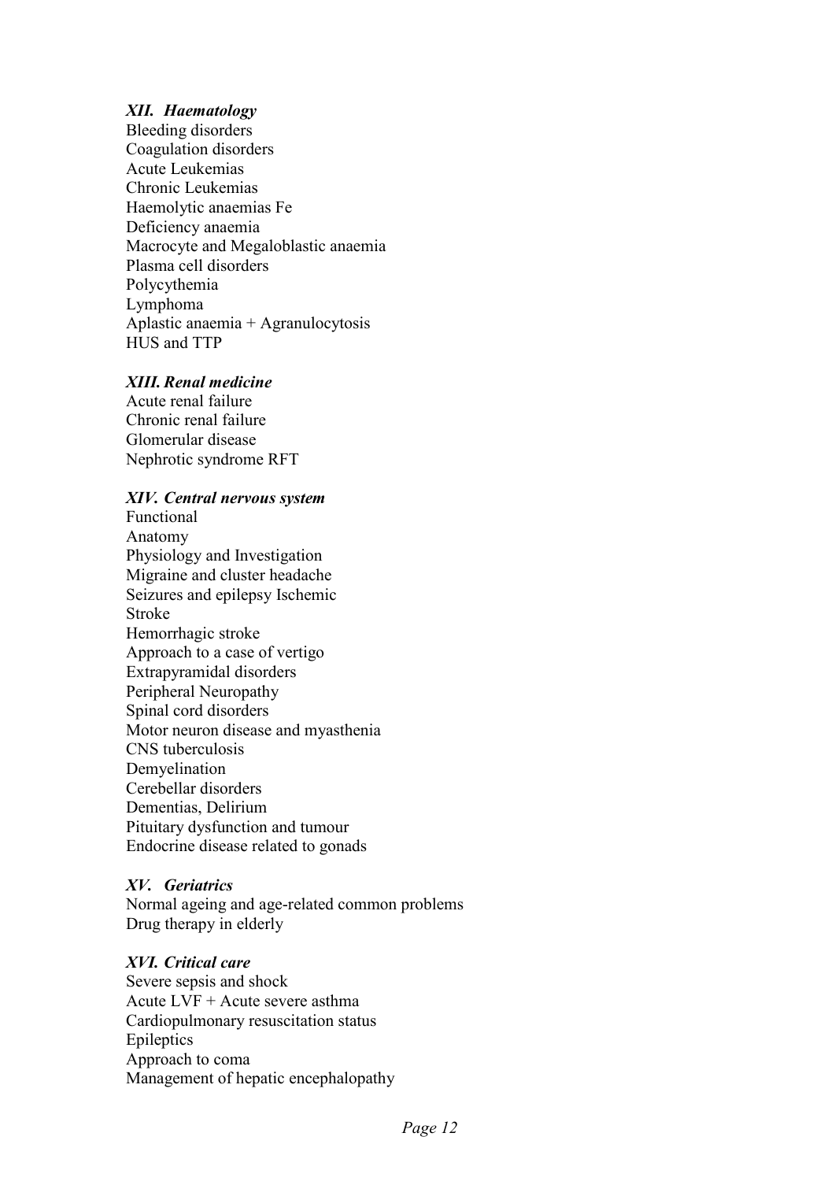### *XII. Haematology*

Bleeding disorders
Coagulation disorders
Acute Leukemias
Chronic Leukemias
Haemolytic anaemias Fe
Deficiency anaemia
Macrocyte and Megaloblastic anaemia
Plasma cell disorders
Polycythemia
Lymphoma
Aplastic anaemia + Agranulocytosis
HUS and TTP

### *XIII. Renal medicine*

Acute renal failure
Chronic renal failure
Glomerular disease
Nephrotic syndrome RFT

### *XIV. Central nervous system*

Functional
Anatomy
Physiology and Investigation
Migraine and cluster headache
Seizures and epilepsy Ischemic
Stroke
Hemorrhagic stroke
Approach to a case of vertigo
Extrapyramidal disorders
Peripheral Neuropathy
Spinal cord disorders
Motor neuron disease and myasthenia
CNS tuberculosis
Demyelination
Cerebellar disorders
Dementias, Delirium
Pituitary dysfunction and tumour
Endocrine disease related to gonads

### *XV. Geriatrics*

Normal ageing and age-related common problems
Drug therapy in elderly

### *XVI. Critical care*

Severe sepsis and shock
Acute LVF + Acute severe asthma
Cardiopulmonary resuscitation status
Epileptics
Approach to coma
Management of hepatic encephalopathy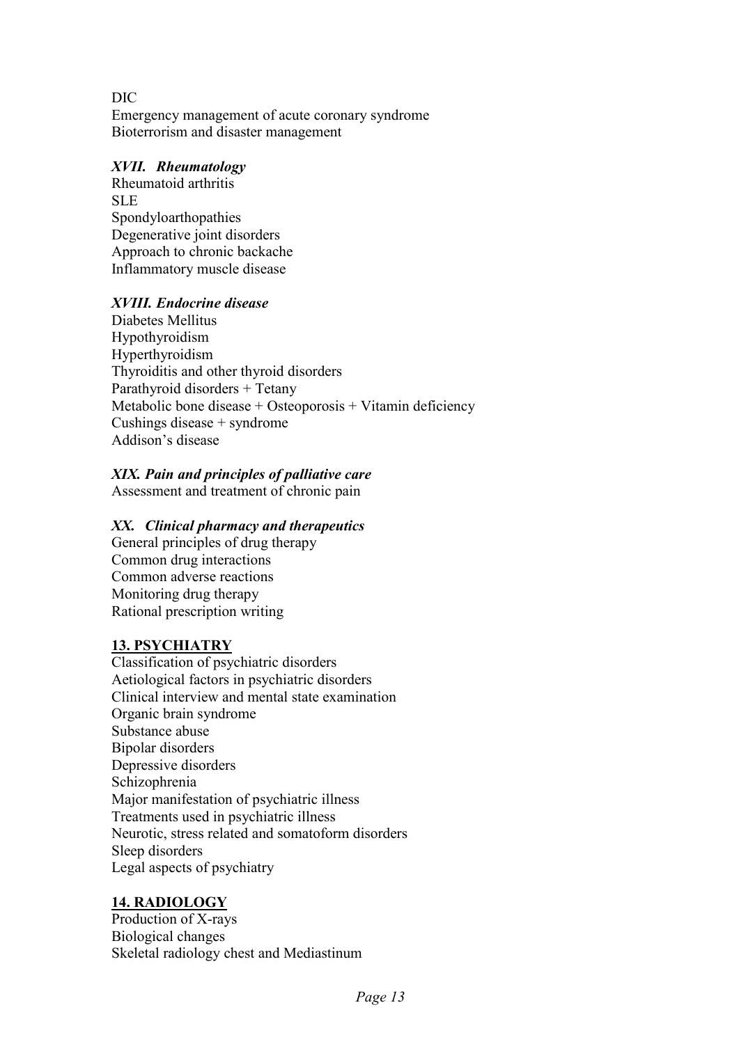DIC
Emergency management of acute coronary syndrome
Bioterrorism and disaster management

### *XVII. Rheumatology*

Rheumatoid arthritis
SLE
Spondyloarthopathies
Degenerative joint disorders
Approach to chronic backache
Inflammatory muscle disease

### *XVIII. Endocrine disease*

Diabetes Mellitus
Hypothyroidism
Hyperthyroidism
Thyroiditis and other thyroid disorders
Parathyroid disorders + Tetany
Metabolic bone disease + Osteoporosis + Vitamin deficiency
Cushings disease + syndrome
Addison's disease

### *XIX. Pain and principles of palliative care*

Assessment and treatment of chronic pain

### *XX. Clinical pharmacy and therapeutics*

General principles of drug therapy
Common drug interactions
Common adverse reactions
Monitoring drug therapy
Rational prescription writing

## **13. PSYCHIATRY**

Classification of psychiatric disorders
Aetiological factors in psychiatric disorders
Clinical interview and mental state examination
Organic brain syndrome
Substance abuse
Bipolar disorders
Depressive disorders
Schizophrenia
Major manifestation of psychiatric illness
Treatments used in psychiatric illness
Neurotic, stress related and somatoform disorders
Sleep disorders
Legal aspects of psychiatry

## **14. RADIOLOGY**

Production of X-rays
Biological changes
Skeletal radiology chest and Mediastinum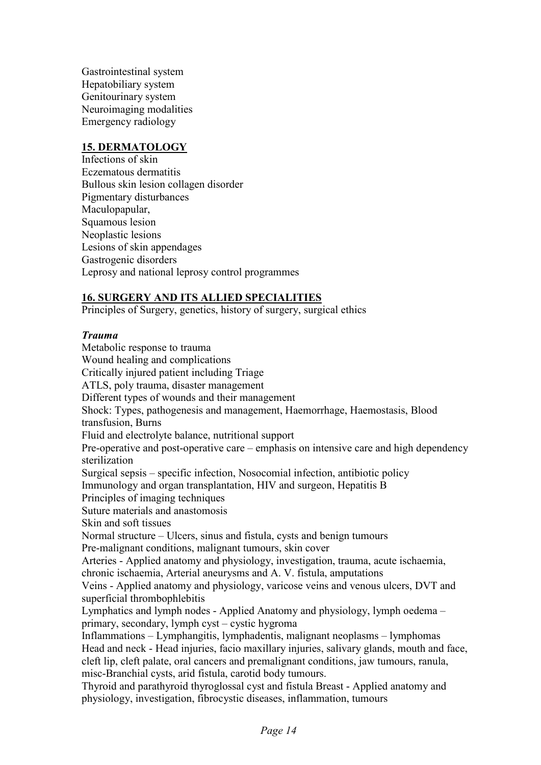Gastrointestinal system
Hepatobiliary system
Genitourinary system
Neuroimaging modalities
Emergency radiology

## **15. DERMATOLOGY**

Infections of skin
Eczematous dermatitis
Bullous skin lesion collagen disorder
Pigmentary disturbances
Maculopapular,
Squamous lesion
Neoplastic lesions
Lesions of skin appendages
Gastrogenic disorders
Leprosy and national leprosy control programmes

## **16. SURGERY AND ITS ALLIED SPECIALITIES**

Principles of Surgery, genetics, history of surgery, surgical ethics

***Trauma***

Metabolic response to trauma
Wound healing and complications
Critically injured patient including Triage
ATLS, poly trauma, disaster management
Different types of wounds and their management
Shock: Types, pathogenesis and management, Haemorrhage, Haemostasis, Blood transfusion, Burns
Fluid and electrolyte balance, nutritional support
Pre-operative and post-operative care – emphasis on intensive care and high dependency sterilization
Surgical sepsis – specific infection, Nosocomial infection, antibiotic policy
Immunology and organ transplantation, HIV and surgeon, Hepatitis B
Principles of imaging techniques
Suture materials and anastomosis
Skin and soft tissues
Normal structure – Ulcers, sinus and fistula, cysts and benign tumours
Pre-malignant conditions, malignant tumours, skin cover
Arteries - Applied anatomy and physiology, investigation, trauma, acute ischaemia, chronic ischaemia, Arterial aneurysms and A. V. fistula, amputations
Veins - Applied anatomy and physiology, varicose veins and venous ulcers, DVT and superficial thrombophlebitis
Lymphatics and lymph nodes - Applied Anatomy and physiology, lymph oedema – primary, secondary, lymph cyst – cystic hygroma
Inflammations – Lymphangitis, lymphadentis, malignant neoplasms – lymphomas
Head and neck - Head injuries, facio maxillary injuries, salivary glands, mouth and face, cleft lip, cleft palate, oral cancers and premalignant conditions, jaw tumours, ranula, misc-Branchial cysts, arid fistula, carotid body tumours.
Thyroid and parathyroid thyroglossal cyst and fistula Breast - Applied anatomy and physiology, investigation, fibrocystic diseases, inflammation, tumours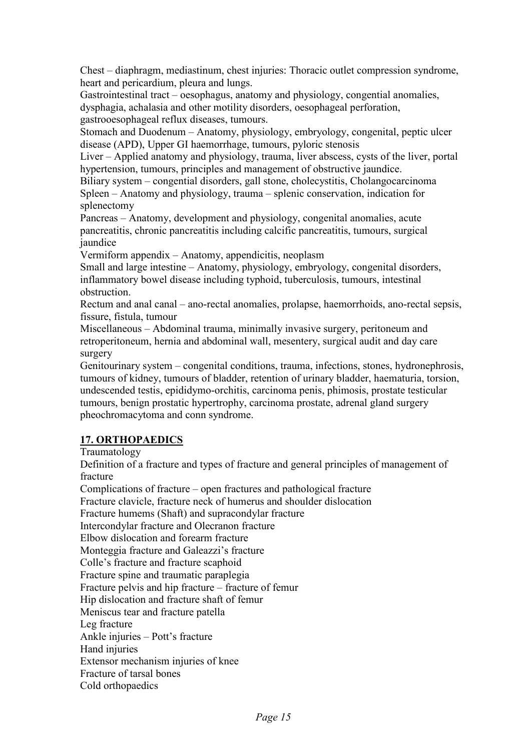Chest – diaphragm, mediastinum, chest injuries: Thoracic outlet compression syndrome, heart and pericardium, pleura and lungs.

Gastrointestinal tract – oesophagus, anatomy and physiology, congential anomalies, dysphagia, achalasia and other motility disorders, oesophageal perforation, gastrooesophageal reflux diseases, tumours.

Stomach and Duodenum – Anatomy, physiology, embryology, congenital, peptic ulcer disease (APD), Upper GI haemorrhage, tumours, pyloric stenosis

Liver – Applied anatomy and physiology, trauma, liver abscess, cysts of the liver, portal hypertension, tumours, principles and management of obstructive jaundice.

Biliary system – congential disorders, gall stone, cholecystitis, Cholangocarcinoma

Spleen – Anatomy and physiology, trauma – splenic conservation, indication for splenectomy

Pancreas – Anatomy, development and physiology, congenital anomalies, acute pancreatitis, chronic pancreatitis including calcific pancreatitis, tumours, surgical jaundice

Vermiform appendix – Anatomy, appendicitis, neoplasm

Small and large intestine – Anatomy, physiology, embryology, congenital disorders, inflammatory bowel disease including typhoid, tuberculosis, tumours, intestinal obstruction.

Rectum and anal canal – ano-rectal anomalies, prolapse, haemorrhoids, ano-rectal sepsis, fissure, fistula, tumour

Miscellaneous – Abdominal trauma, minimally invasive surgery, peritoneum and retroperitoneum, hernia and abdominal wall, mesentery, surgical audit and day care surgery

Genitourinary system – congenital conditions, trauma, infections, stones, hydronephrosis, tumours of kidney, tumours of bladder, retention of urinary bladder, haematuria, torsion, undescended testis, epididymo-orchitis, carcinoma penis, phimosis, prostate testicular tumours, benign prostatic hypertrophy, carcinoma prostate, adrenal gland surgery pheochromacytoma and conn syndrome.

## 17. ORTHOPAEDICS

Traumatology

Definition of a fracture and types of fracture and general principles of management of fracture

Complications of fracture – open fractures and pathological fracture

Fracture clavicle, fracture neck of humerus and shoulder dislocation

Fracture humems (Shaft) and supracondylar fracture

Intercondylar fracture and Olecranon fracture

Elbow dislocation and forearm fracture

Monteggia fracture and Galeazzi's fracture

Colle's fracture and fracture scaphoid

Fracture spine and traumatic paraplegia

Fracture pelvis and hip fracture – fracture of femur

Hip dislocation and fracture shaft of femur

Meniscus tear and fracture patella

Leg fracture

Ankle injuries – Pott's fracture

Hand injuries

Extensor mechanism injuries of knee

Fracture of tarsal bones

Cold orthopaedics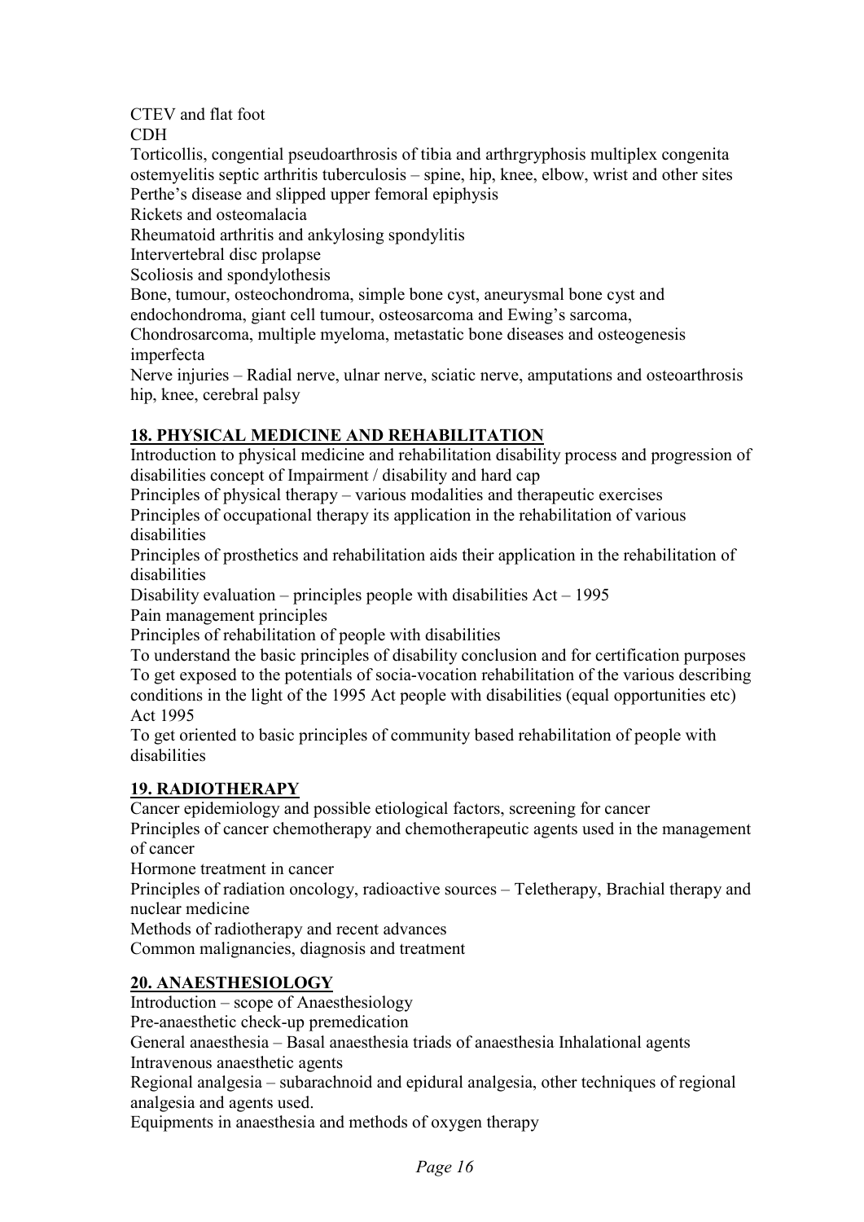CTEV and flat foot

CDH

Torticollis, congential pseudoarthrosis of tibia and arthrgryphosis multiplex congenita ostemyelitis septic arthritis tuberculosis – spine, hip, knee, elbow, wrist and other sites

Perthe's disease and slipped upper femoral epiphysis

Rickets and osteomalacia

Rheumatoid arthritis and ankylosing spondylitis

Intervertebral disc prolapse

Scoliosis and spondylothesis

Bone, tumour, osteochondroma, simple bone cyst, aneurysmal bone cyst and endochondroma, giant cell tumour, osteosarcoma and Ewing's sarcoma,

Chondrosarcoma, multiple myeloma, metastatic bone diseases and osteogenesis imperfecta

Nerve injuries – Radial nerve, ulnar nerve, sciatic nerve, amputations and osteoarthrosis hip, knee, cerebral palsy

## **18. PHYSICAL MEDICINE AND REHABILITATION**

Introduction to physical medicine and rehabilitation disability process and progression of disabilities concept of Impairment / disability and hard cap

Principles of physical therapy – various modalities and therapeutic exercises

Principles of occupational therapy its application in the rehabilitation of various disabilities

Principles of prosthetics and rehabilitation aids their application in the rehabilitation of disabilities

Disability evaluation – principles people with disabilities Act – 1995

Pain management principles

Principles of rehabilitation of people with disabilities

To understand the basic principles of disability conclusion and for certification purposes

To get exposed to the potentials of socia-vocation rehabilitation of the various describing conditions in the light of the 1995 Act people with disabilities (equal opportunities etc) Act 1995

To get oriented to basic principles of community based rehabilitation of people with disabilities

## **19. RADIOTHERAPY**

Cancer epidemiology and possible etiological factors, screening for cancer

Principles of cancer chemotherapy and chemotherapeutic agents used in the management of cancer

Hormone treatment in cancer

Principles of radiation oncology, radioactive sources – Teletherapy, Brachial therapy and nuclear medicine

Methods of radiotherapy and recent advances

Common malignancies, diagnosis and treatment

## **20. ANAESTHESIOLOGY**

Introduction – scope of Anaesthesiology

Pre-anaesthetic check-up premedication

General anaesthesia – Basal anaesthesia triads of anaesthesia Inhalational agents

Intravenous anaesthetic agents

Regional analgesia – subarachnoid and epidural analgesia, other techniques of regional analgesia and agents used.

Equipments in anaesthesia and methods of oxygen therapy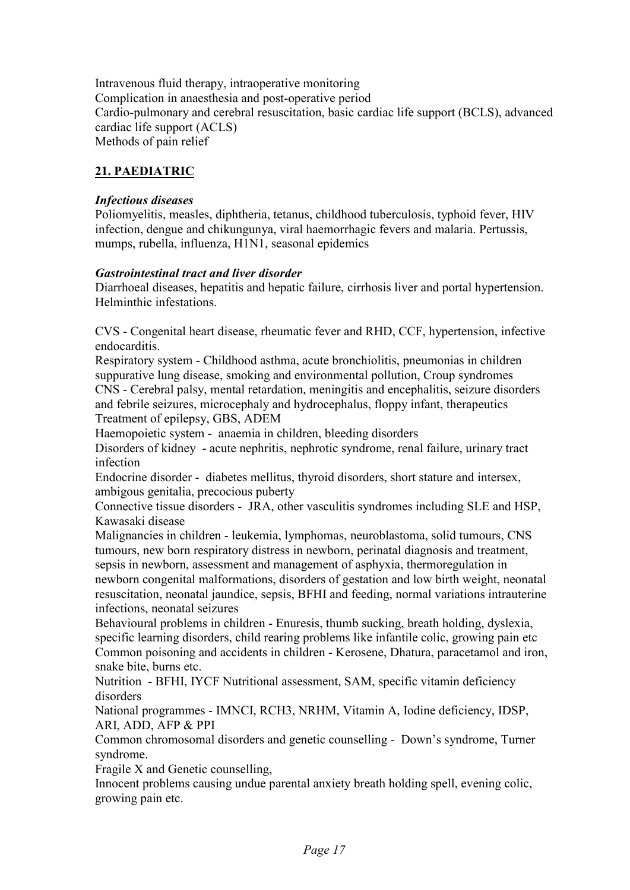Intravenous fluid therapy, intraoperative monitoring
Complication in anaesthesia and post-operative period
Cardio-pulmonary and cerebral resuscitation, basic cardiac life support (BCLS), advanced cardiac life support (ACLS)
Methods of pain relief

## **21. PAEDIATRIC**

***Infectious diseases***
Poliomyelitis, measles, diphtheria, tetanus, childhood tuberculosis, typhoid fever, HIV infection, dengue and chikungunya, viral haemorrhagic fevers and malaria. Pertussis, mumps, rubella, influenza, H1N1, seasonal epidemics

***Gastrointestinal tract and liver disorder***
Diarrhoeal diseases, hepatitis and hepatic failure, cirrhosis liver and portal hypertension. Helminthic infestations.

CVS - Congenital heart disease, rheumatic fever and RHD, CCF, hypertension, infective endocarditis.
Respiratory system - Childhood asthma, acute bronchiolitis, pneumonias in children suppurative lung disease, smoking and environmental pollution, Croup syndromes
CNS - Cerebral palsy, mental retardation, meningitis and encephalitis, seizure disorders and febrile seizures, microcephaly and hydrocephalus, floppy infant, therapeutics Treatment of epilepsy, GBS, ADEM
Haemopoietic system - anaemia in children, bleeding disorders
Disorders of kidney - acute nephritis, nephrotic syndrome, renal failure, urinary tract infection
Endocrine disorder - diabetes mellitus, thyroid disorders, short stature and intersex, ambigous genitalia, precocious puberty
Connective tissue disorders - JRA, other vasculitis syndromes including SLE and HSP, Kawasaki disease
Malignancies in children - leukemia, lymphomas, neuroblastoma, solid tumours, CNS tumours, new born respiratory distress in newborn, perinatal diagnosis and treatment, sepsis in newborn, assessment and management of asphyxia, thermoregulation in newborn congenital malformations, disorders of gestation and low birth weight, neonatal resuscitation, neonatal jaundice, sepsis, BFHI and feeding, normal variations intrauterine infections, neonatal seizures
Behavioural problems in children - Enuresis, thumb sucking, breath holding, dyslexia, specific learning disorders, child rearing problems like infantile colic, growing pain etc
Common poisoning and accidents in children - Kerosene, Dhatura, paracetamol and iron, snake bite, burns etc.
Nutrition - BFHI, IYCF Nutritional assessment, SAM, specific vitamin deficiency disorders
National programmes - IMNCI, RCH3, NRHM, Vitamin A, Iodine deficiency, IDSP, ARI, ADD, AFP & PPI
Common chromosomal disorders and genetic counselling - Down's syndrome, Turner syndrome.
Fragile X and Genetic counselling,
Innocent problems causing undue parental anxiety breath holding spell, evening colic, growing pain etc.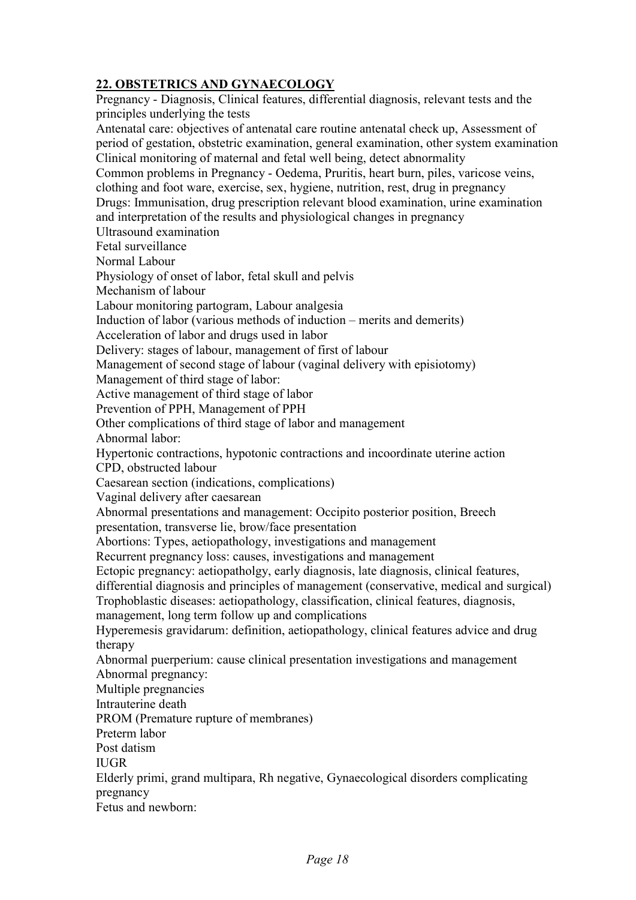## 22. OBSTETRICS AND GYNAECOLOGY

Pregnancy - Diagnosis, Clinical features, differential diagnosis, relevant tests and the principles underlying the tests

Antenatal care: objectives of antenatal care routine antenatal check up, Assessment of period of gestation, obstetric examination, general examination, other system examination

Clinical monitoring of maternal and fetal well being, detect abnormality

Common problems in Pregnancy - Oedema, Pruritis, heart burn, piles, varicose veins, clothing and foot ware, exercise, sex, hygiene, nutrition, rest, drug in pregnancy

Drugs: Immunisation, drug prescription relevant blood examination, urine examination and interpretation of the results and physiological changes in pregnancy

Ultrasound examination

Fetal surveillance

Normal Labour

Physiology of onset of labor, fetal skull and pelvis

Mechanism of labour

Labour monitoring partogram, Labour analgesia

Induction of labor (various methods of induction – merits and demerits)

Acceleration of labor and drugs used in labor

Delivery: stages of labour, management of first of labour

Management of second stage of labour (vaginal delivery with episiotomy)

Management of third stage of labor:

Active management of third stage of labor

Prevention of PPH, Management of PPH

Other complications of third stage of labor and management

Abnormal labor:

Hypertonic contractions, hypotonic contractions and incoordinate uterine action

CPD, obstructed labour

Caesarean section (indications, complications)

Vaginal delivery after caesarean

Abnormal presentations and management: Occipito posterior position, Breech presentation, transverse lie, brow/face presentation

Abortions: Types, aetiopathology, investigations and management

Recurrent pregnancy loss: causes, investigations and management

Ectopic pregnancy: aetiopatholgy, early diagnosis, late diagnosis, clinical features, differential diagnosis and principles of management (conservative, medical and surgical)

Trophoblastic diseases: aetiopathology, classification, clinical features, diagnosis, management, long term follow up and complications

Hyperemesis gravidarum: definition, aetiopathology, clinical features advice and drug therapy

Abnormal puerperium: cause clinical presentation investigations and management

Abnormal pregnancy:

Multiple pregnancies

Intrauterine death

PROM (Premature rupture of membranes)

Preterm labor

Post datism

IUGR

Elderly primi, grand multipara, Rh negative, Gynaecological disorders complicating pregnancy

Fetus and newborn: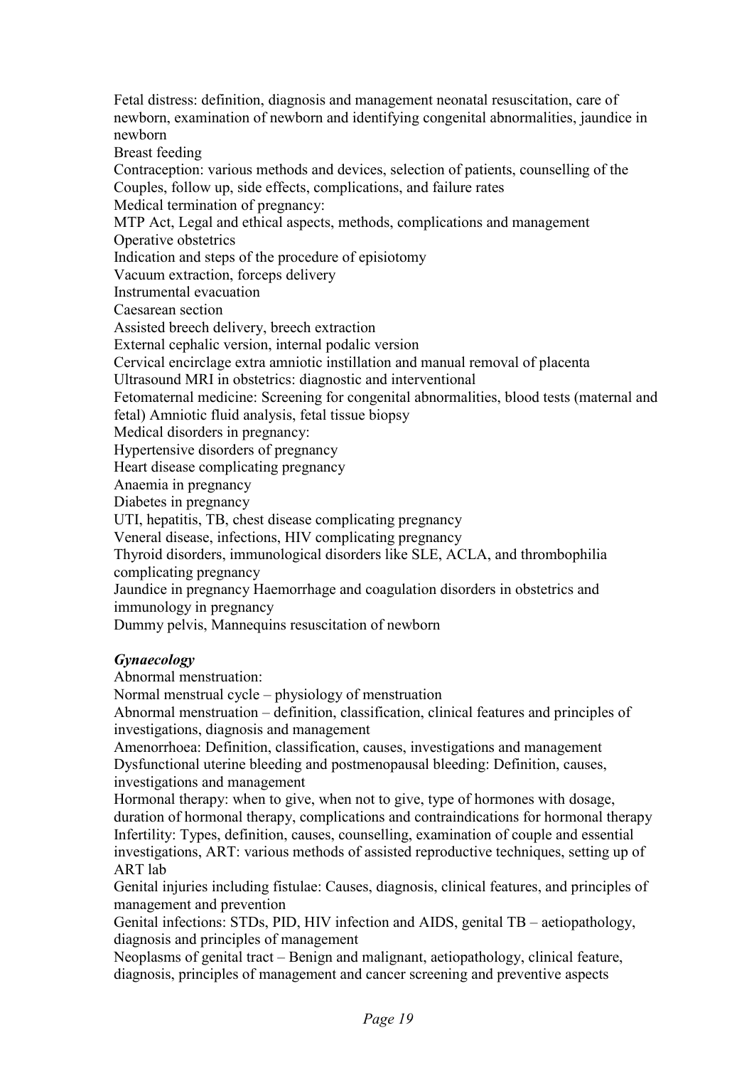Fetal distress: definition, diagnosis and management neonatal resuscitation, care of newborn, examination of newborn and identifying congenital abnormalities, jaundice in newborn

Breast feeding

Contraception: various methods and devices, selection of patients, counselling of the Couples, follow up, side effects, complications, and failure rates

Medical termination of pregnancy:

MTP Act, Legal and ethical aspects, methods, complications and management

Operative obstetrics

Indication and steps of the procedure of episiotomy

Vacuum extraction, forceps delivery

Instrumental evacuation

Caesarean section

Assisted breech delivery, breech extraction

External cephalic version, internal podalic version

Cervical encirclage extra amniotic instillation and manual removal of placenta

Ultrasound MRI in obstetrics: diagnostic and interventional

Fetomaternal medicine: Screening for congenital abnormalities, blood tests (maternal and fetal) Amniotic fluid analysis, fetal tissue biopsy

Medical disorders in pregnancy:

Hypertensive disorders of pregnancy

Heart disease complicating pregnancy

Anaemia in pregnancy

Diabetes in pregnancy

UTI, hepatitis, TB, chest disease complicating pregnancy

Veneral disease, infections, HIV complicating pregnancy

Thyroid disorders, immunological disorders like SLE, ACLA, and thrombophilia complicating pregnancy

Jaundice in pregnancy Haemorrhage and coagulation disorders in obstetrics and immunology in pregnancy

Dummy pelvis, Mannequins resuscitation of newborn

***Gynaecology***

Abnormal menstruation:

Normal menstrual cycle – physiology of menstruation

Abnormal menstruation – definition, classification, clinical features and principles of investigations, diagnosis and management

Amenorrhoea: Definition, classification, causes, investigations and management

Dysfunctional uterine bleeding and postmenopausal bleeding: Definition, causes, investigations and management

Hormonal therapy: when to give, when not to give, type of hormones with dosage, duration of hormonal therapy, complications and contraindications for hormonal therapy

Infertility: Types, definition, causes, counselling, examination of couple and essential investigations, ART: various methods of assisted reproductive techniques, setting up of ART lab

Genital injuries including fistulae: Causes, diagnosis, clinical features, and principles of management and prevention

Genital infections: STDs, PID, HIV infection and AIDS, genital TB – aetiopathology, diagnosis and principles of management

Neoplasms of genital tract – Benign and malignant, aetiopathology, clinical feature, diagnosis, principles of management and cancer screening and preventive aspects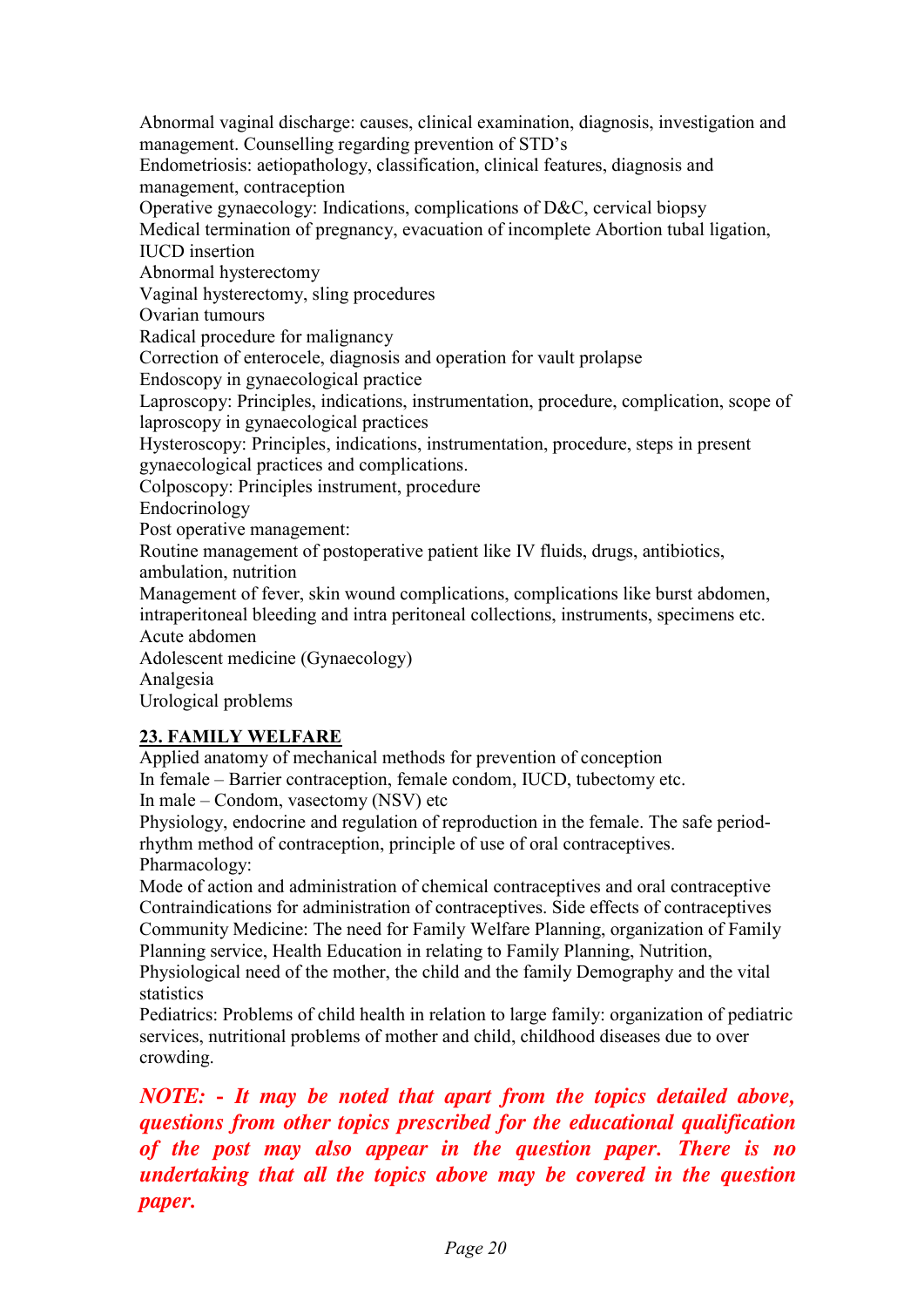Abnormal vaginal discharge: causes, clinical examination, diagnosis, investigation and management. Counselling regarding prevention of STD's

Endometriosis: aetiopathology, classification, clinical features, diagnosis and management, contraception

Operative gynaecology: Indications, complications of D&C, cervical biopsy

Medical termination of pregnancy, evacuation of incomplete Abortion tubal ligation, IUCD insertion

Abnormal hysterectomy

Vaginal hysterectomy, sling procedures

Ovarian tumours

Radical procedure for malignancy

Correction of enterocele, diagnosis and operation for vault prolapse

Endoscopy in gynaecological practice

Laproscopy: Principles, indications, instrumentation, procedure, complication, scope of laproscopy in gynaecological practices

Hysteroscopy: Principles, indications, instrumentation, procedure, steps in present gynaecological practices and complications.

Colposcopy: Principles instrument, procedure

Endocrinology

Post operative management:

Routine management of postoperative patient like IV fluids, drugs, antibiotics, ambulation, nutrition

Management of fever, skin wound complications, complications like burst abdomen, intraperitoneal bleeding and intra peritoneal collections, instruments, specimens etc.

Acute abdomen

Adolescent medicine (Gynaecology)

Analgesia

Urological problems

## 23. FAMILY WELFARE

Applied anatomy of mechanical methods for prevention of conception

In female – Barrier contraception, female condom, IUCD, tubectomy etc.

In male – Condom, vasectomy (NSV) etc

Physiology, endocrine and regulation of reproduction in the female. The safe period-rhythm method of contraception, principle of use of oral contraceptives.

Pharmacology:

Mode of action and administration of chemical contraceptives and oral contraceptive

Contraindications for administration of contraceptives. Side effects of contraceptives

Community Medicine: The need for Family Welfare Planning, organization of Family Planning service, Health Education in relating to Family Planning, Nutrition, Physiological need of the mother, the child and the family Demography and the vital statistics

Pediatrics: Problems of child health in relation to large family: organization of pediatric services, nutritional problems of mother and child, childhood diseases due to over crowding.

***NOTE: - It may be noted that apart from the topics detailed above, questions from other topics prescribed for the educational qualification of the post may also appear in the question paper. There is no undertaking that all the topics above may be covered in the question paper.***